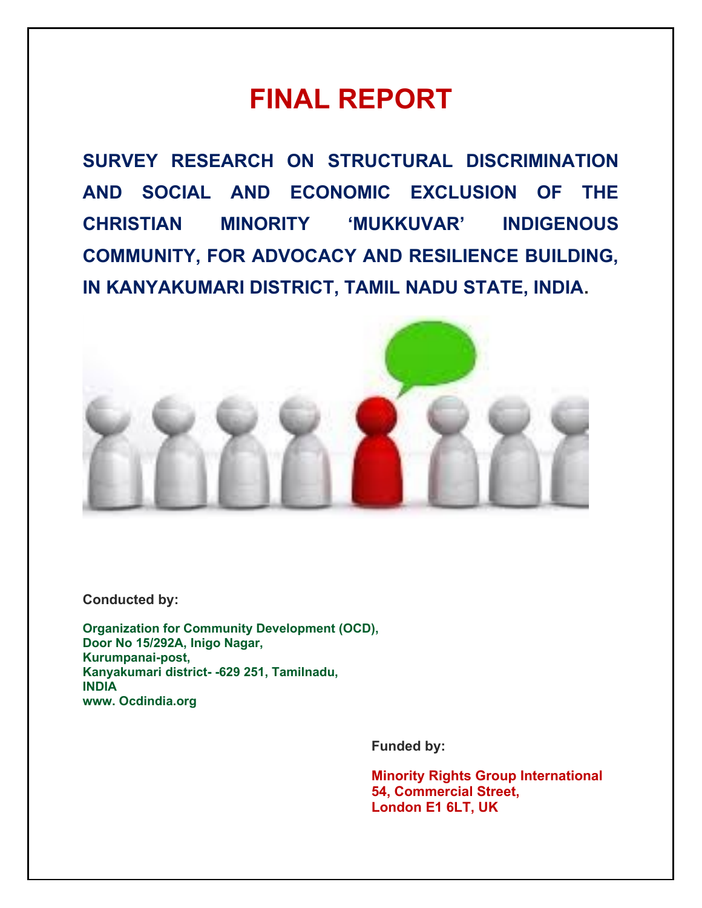# FINAL REPORT

## SURVEY RESEARCH ON STRUCTURAL DISCRIMINATION AND SOCIAL AND ECONOMIC EXCLUSION OF THE CHRISTIAN MINORITY 'MUKKUVAR' INDIGENOUS COMMUNITY, FOR ADVOCACY AND RESILIENCE BUILDING, IN KANYAKUMARI DISTRICT, TAMIL NADU STATE, INDIA.

**Conducted by:**

**Organization for Community Development (OCD),**
**Door No 15/292A, Inigo Nagar,**
**Kurumpanai-post,**
**Kanyakumari district- -629 251, Tamilnadu,**
**INDIA**
**www. Ocdindia.org**

**Funded by:**

**Minority Rights Group International**
**54, Commercial Street,**
**London E1 6LT, UK**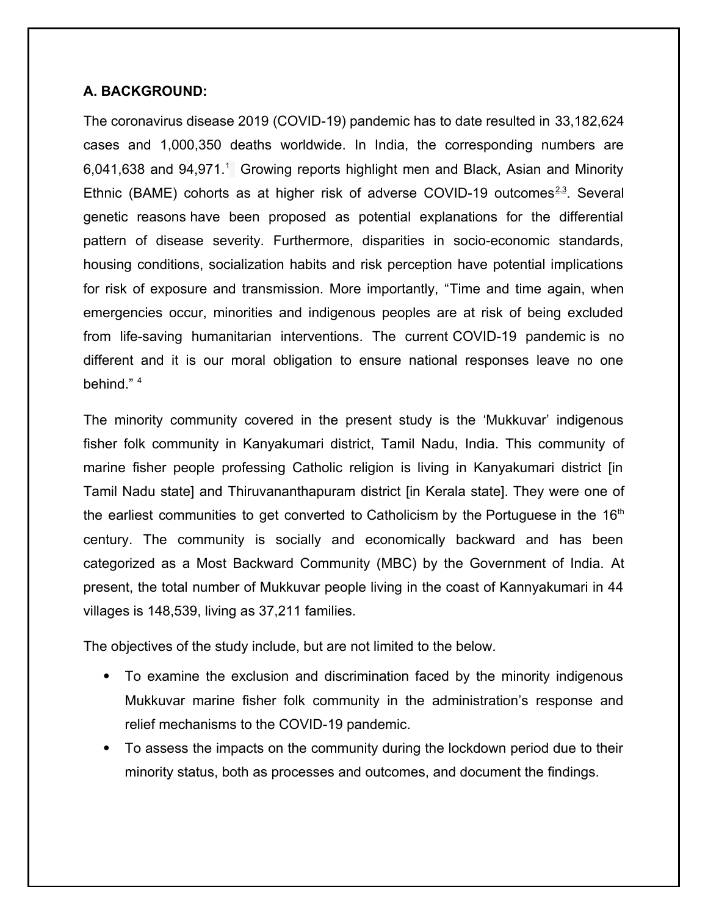**A. BACKGROUND:**

The coronavirus disease 2019 (COVID-19) pandemic has to date resulted in 33,182,624 cases and 1,000,350 deaths worldwide. In India, the corresponding numbers are 6,041,638 and 94,971.[1] Growing reports highlight men and Black, Asian and Minority Ethnic (BAME) cohorts as at higher risk of adverse COVID-19 outcomes[2,3]. Several genetic reasons have been proposed as potential explanations for the differential pattern of disease severity. Furthermore, disparities in socio-economic standards, housing conditions, socialization habits and risk perception have potential implications for risk of exposure and transmission. More importantly, "Time and time again, when emergencies occur, minorities and indigenous peoples are at risk of being excluded from life-saving humanitarian interventions. The current COVID-19 pandemic is no different and it is our moral obligation to ensure national responses leave no one behind." [4]

The minority community covered in the present study is the 'Mukkuvar' indigenous fisher folk community in Kanyakumari district, Tamil Nadu, India. This community of marine fisher people professing Catholic religion is living in Kanyakumari district [in Tamil Nadu state] and Thiruvananthapuram district [in Kerala state]. They were one of the earliest communities to get converted to Catholicism by the Portuguese in the 16th century. The community is socially and economically backward and has been categorized as a Most Backward Community (MBC) by the Government of India. At present, the total number of Mukkuvar people living in the coast of Kannyakumari in 44 villages is 148,539, living as 37,211 families.

The objectives of the study include, but are not limited to the below.

- To examine the exclusion and discrimination faced by the minority indigenous Mukkuvar marine fisher folk community in the administration's response and relief mechanisms to the COVID-19 pandemic.
- To assess the impacts on the community during the lockdown period due to their minority status, both as processes and outcomes, and document the findings.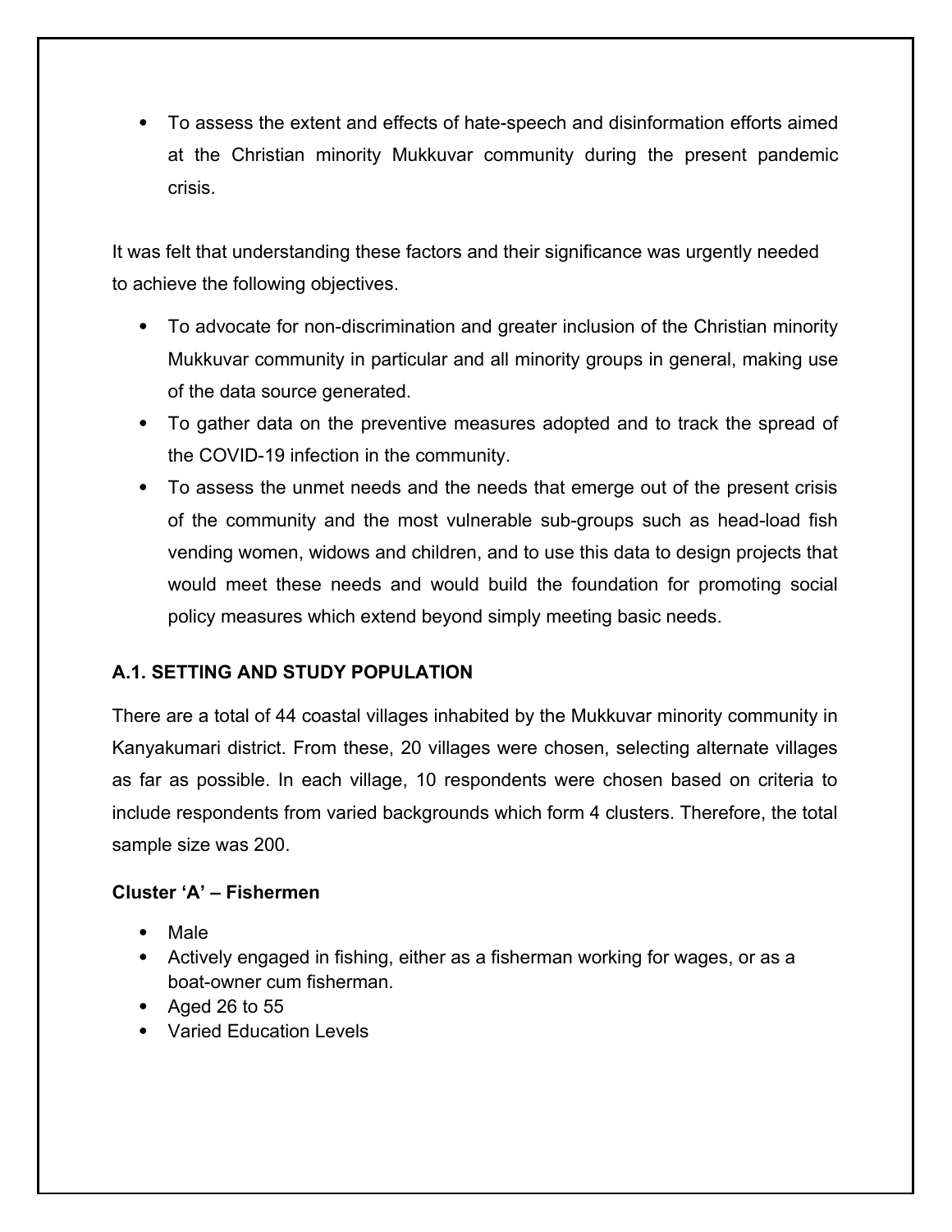- To assess the extent and effects of hate-speech and disinformation efforts aimed at the Christian minority Mukkuvar community during the present pandemic crisis.

It was felt that understanding these factors and their significance was urgently needed to achieve the following objectives.

- To advocate for non-discrimination and greater inclusion of the Christian minority Mukkuvar community in particular and all minority groups in general, making use of the data source generated.
- To gather data on the preventive measures adopted and to track the spread of the COVID-19 infection in the community.
- To assess the unmet needs and the needs that emerge out of the present crisis of the community and the most vulnerable sub-groups such as head-load fish vending women, widows and children, and to use this data to design projects that would meet these needs and would build the foundation for promoting social policy measures which extend beyond simply meeting basic needs.

## A.1. SETTING AND STUDY POPULATION

There are a total of 44 coastal villages inhabited by the Mukkuvar minority community in Kanyakumari district. From these, 20 villages were chosen, selecting alternate villages as far as possible. In each village, 10 respondents were chosen based on criteria to include respondents from varied backgrounds which form 4 clusters. Therefore, the total sample size was 200.

### Cluster 'A' – Fishermen

- Male
- Actively engaged in fishing, either as a fisherman working for wages, or as a boat-owner cum fisherman.
- Aged 26 to 55
- Varied Education Levels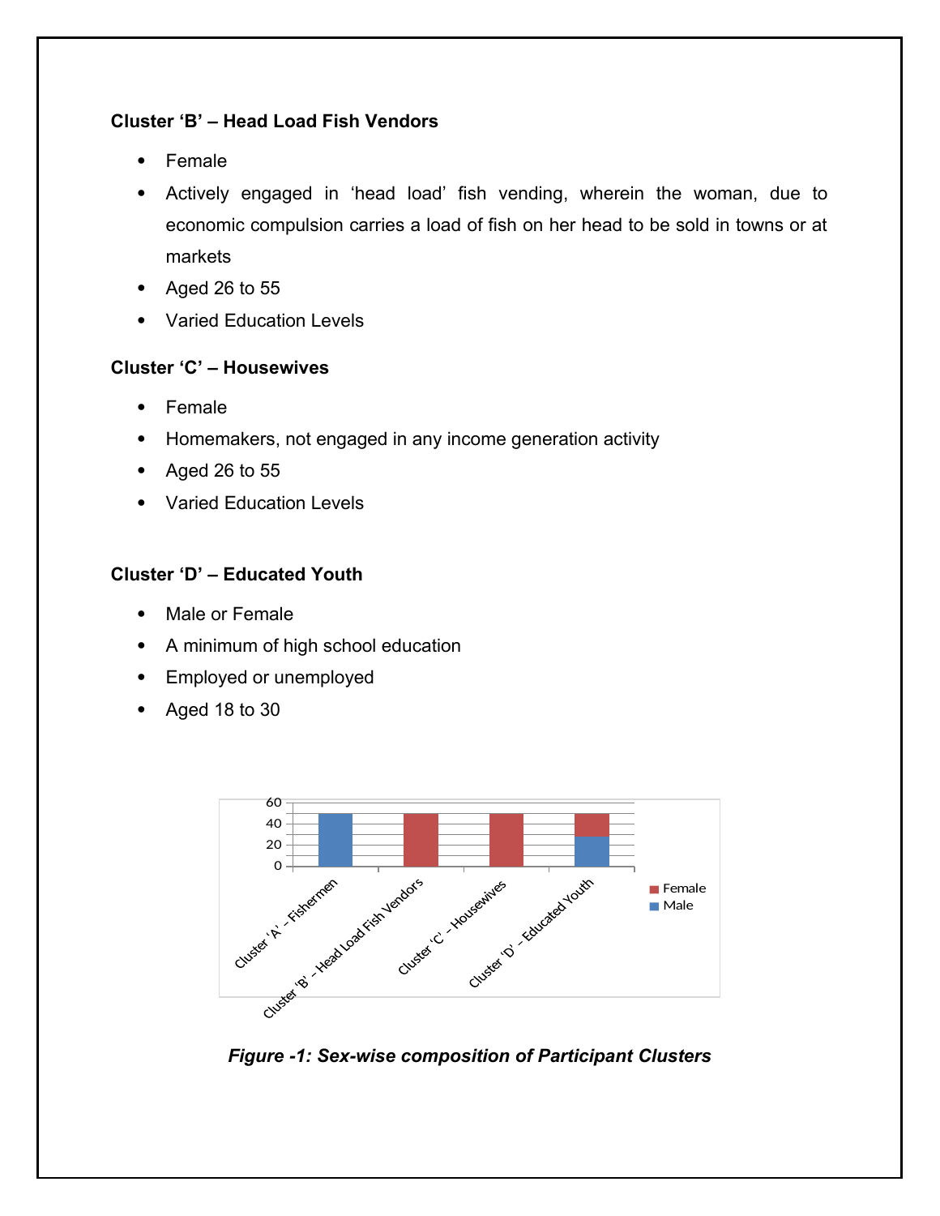### Cluster 'B' – Head Load Fish Vendors

- Female
- Actively engaged in 'head load' fish vending, wherein the woman, due to economic compulsion carries a load of fish on her head to be sold in towns or at markets
- Aged 26 to 55
- Varied Education Levels

### Cluster 'C' – Housewives

- Female
- Homemakers, not engaged in any income generation activity
- Aged 26 to 55
- Varied Education Levels

### Cluster 'D' – Educated Youth

- Male or Female
- A minimum of high school education
- Employed or unemployed
- Aged 18 to 30

***Figure -1: Sex-wise composition of Participant Clusters***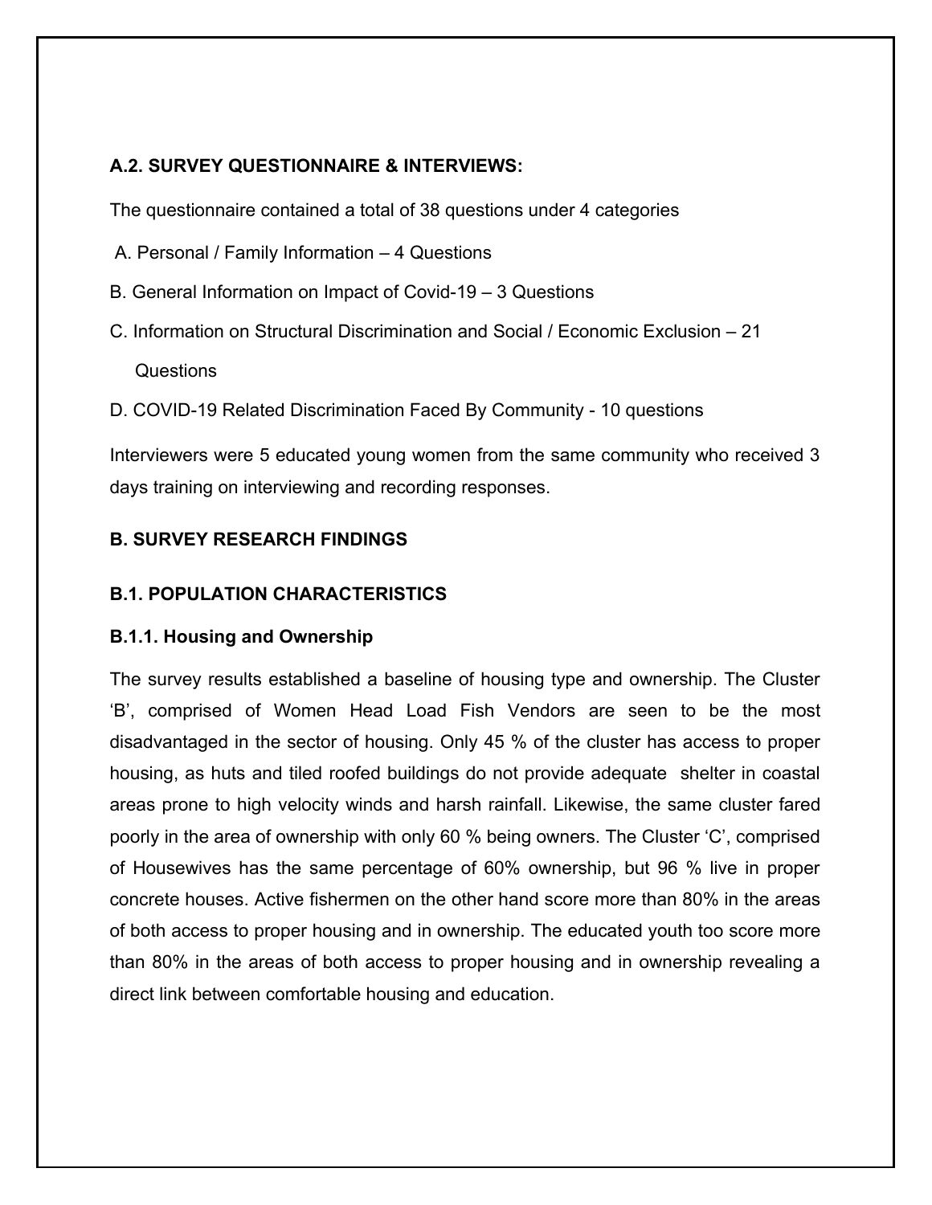**A.2. SURVEY QUESTIONNAIRE & INTERVIEWS:**

The questionnaire contained a total of 38 questions under 4 categories

A. Personal / Family Information – 4 Questions

B. General Information on Impact of Covid-19 – 3 Questions

C. Information on Structural Discrimination and Social / Economic Exclusion – 21 Questions

D. COVID-19 Related Discrimination Faced By Community - 10 questions

Interviewers were 5 educated young women from the same community who received 3 days training on interviewing and recording responses.

## B. SURVEY RESEARCH FINDINGS

### B.1. POPULATION CHARACTERISTICS

#### B.1.1. Housing and Ownership

The survey results established a baseline of housing type and ownership. The Cluster 'B', comprised of Women Head Load Fish Vendors are seen to be the most disadvantaged in the sector of housing. Only 45 % of the cluster has access to proper housing, as huts and tiled roofed buildings do not provide adequate shelter in coastal areas prone to high velocity winds and harsh rainfall. Likewise, the same cluster fared poorly in the area of ownership with only 60 % being owners. The Cluster 'C', comprised of Housewives has the same percentage of 60% ownership, but 96 % live in proper concrete houses. Active fishermen on the other hand score more than 80% in the areas of both access to proper housing and in ownership. The educated youth too score more than 80% in the areas of both access to proper housing and in ownership revealing a direct link between comfortable housing and education.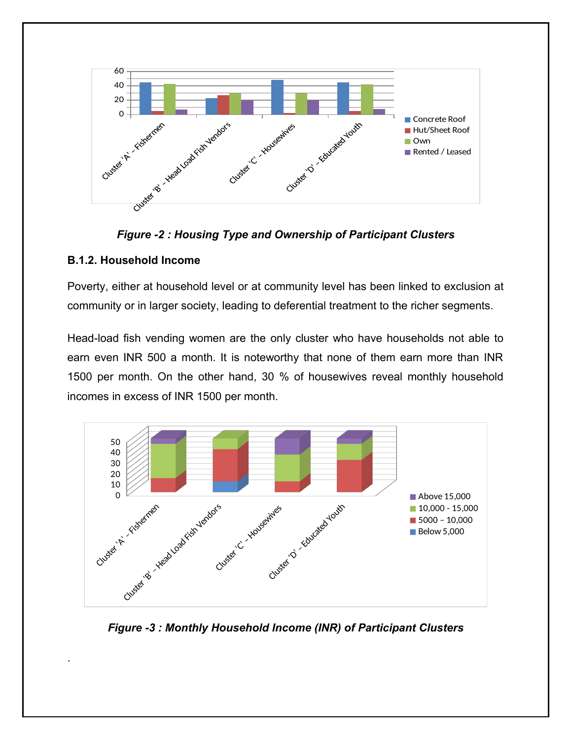*Figure -2 : Housing Type and Ownership of Participant Clusters*

**B.1.2. Household Income**

Poverty, either at household level or at community level has been linked to exclusion at community or in larger society, leading to deferential treatment to the richer segments.

Head-load fish vending women are the only cluster who have households not able to earn even INR 500 a month. It is noteworthy that none of them earn more than INR 1500 per month. On the other hand, 30 % of housewives reveal monthly household incomes in excess of INR 1500 per month.

*Figure -3 : Monthly Household Income (INR) of Participant Clusters*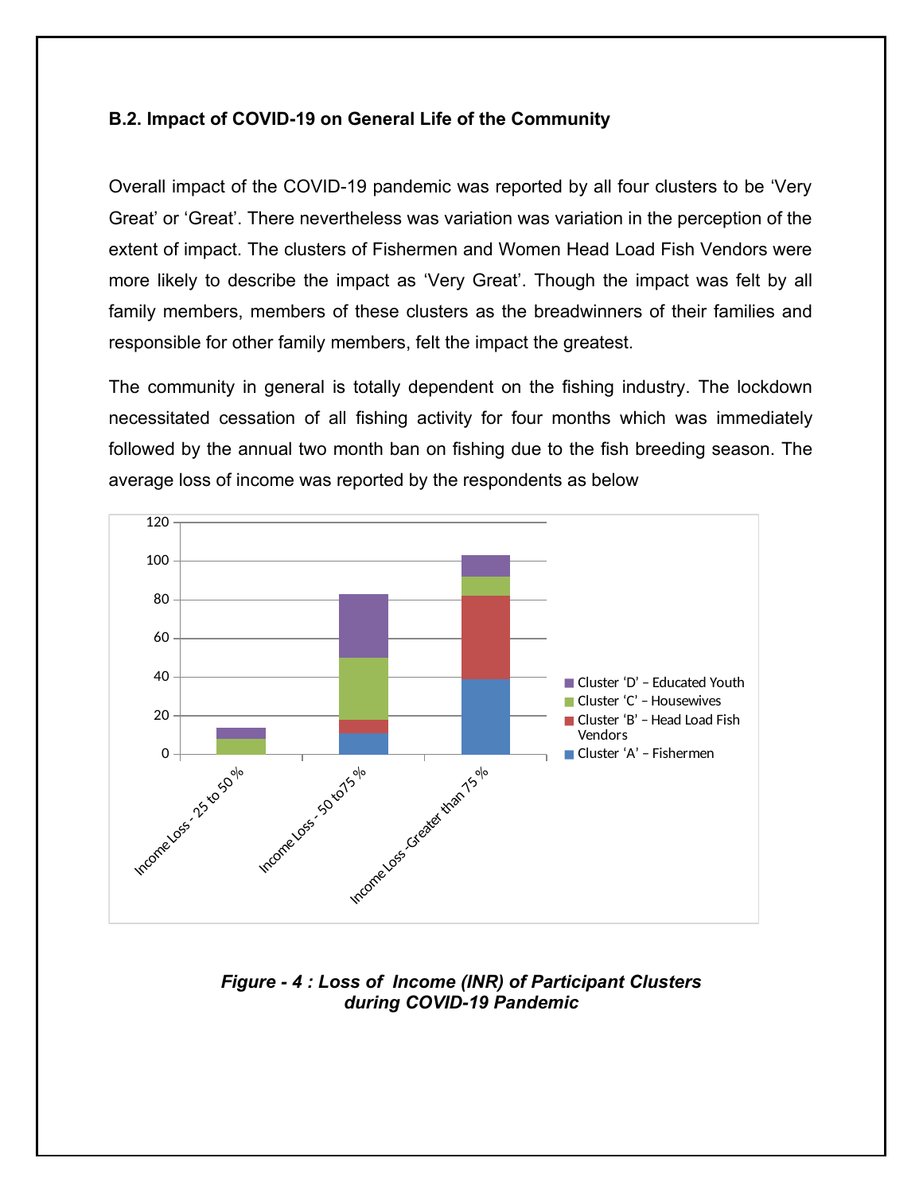### B.2. Impact of COVID-19 on General Life of the Community

Overall impact of the COVID-19 pandemic was reported by all four clusters to be 'Very Great' or 'Great'. There nevertheless was variation was variation in the perception of the extent of impact. The clusters of Fishermen and Women Head Load Fish Vendors were more likely to describe the impact as 'Very Great'. Though the impact was felt by all family members, members of these clusters as the breadwinners of their families and responsible for other family members, felt the impact the greatest.

The community in general is totally dependent on the fishing industry. The lockdown necessitated cessation of all fishing activity for four months which was immediately followed by the annual two month ban on fishing due to the fish breeding season. The average loss of income was reported by the respondents as below

*Figure - 4 : Loss of Income (INR) of Participant Clusters during COVID-19 Pandemic*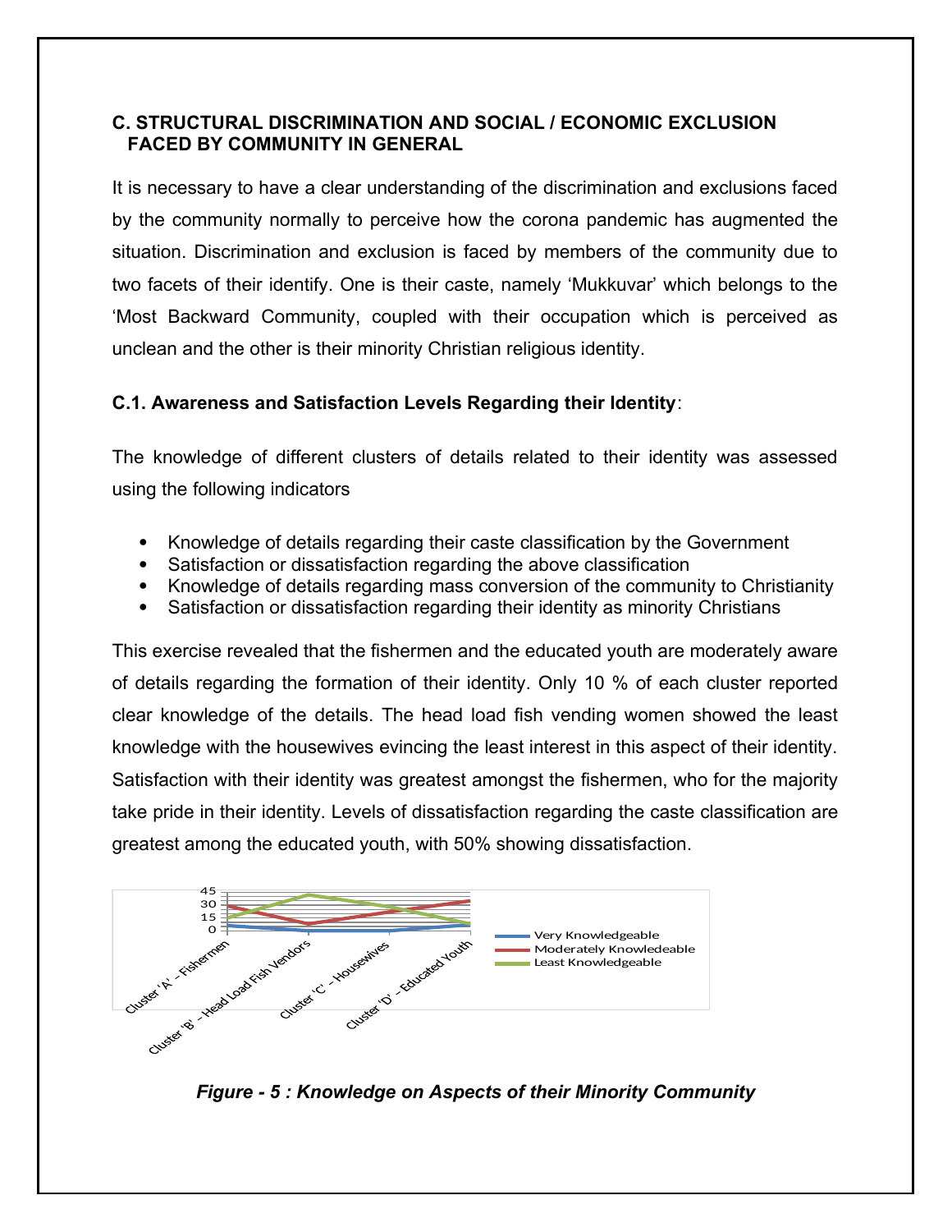### C. STRUCTURAL DISCRIMINATION AND SOCIAL / ECONOMIC EXCLUSION FACED BY COMMUNITY IN GENERAL

It is necessary to have a clear understanding of the discrimination and exclusions faced by the community normally to perceive how the corona pandemic has augmented the situation. Discrimination and exclusion is faced by members of the community due to two facets of their identify. One is their caste, namely 'Mukkuvar' which belongs to the 'Most Backward Community, coupled with their occupation which is perceived as unclean and the other is their minority Christian religious identity.

#### C.1. Awareness and Satisfaction Levels Regarding their Identity:

The knowledge of different clusters of details related to their identity was assessed using the following indicators

- Knowledge of details regarding their caste classification by the Government
- Satisfaction or dissatisfaction regarding the above classification
- Knowledge of details regarding mass conversion of the community to Christianity
- Satisfaction or dissatisfaction regarding their identity as minority Christians

This exercise revealed that the fishermen and the educated youth are moderately aware of details regarding the formation of their identity. Only 10 % of each cluster reported clear knowledge of the details. The head load fish vending women showed the least knowledge with the housewives evincing the least interest in this aspect of their identity. Satisfaction with their identity was greatest amongst the fishermen, who for the majority take pride in their identity. Levels of dissatisfaction regarding the caste classification are greatest among the educated youth, with 50% showing dissatisfaction.

*Figure - 5 : Knowledge on Aspects of their Minority Community*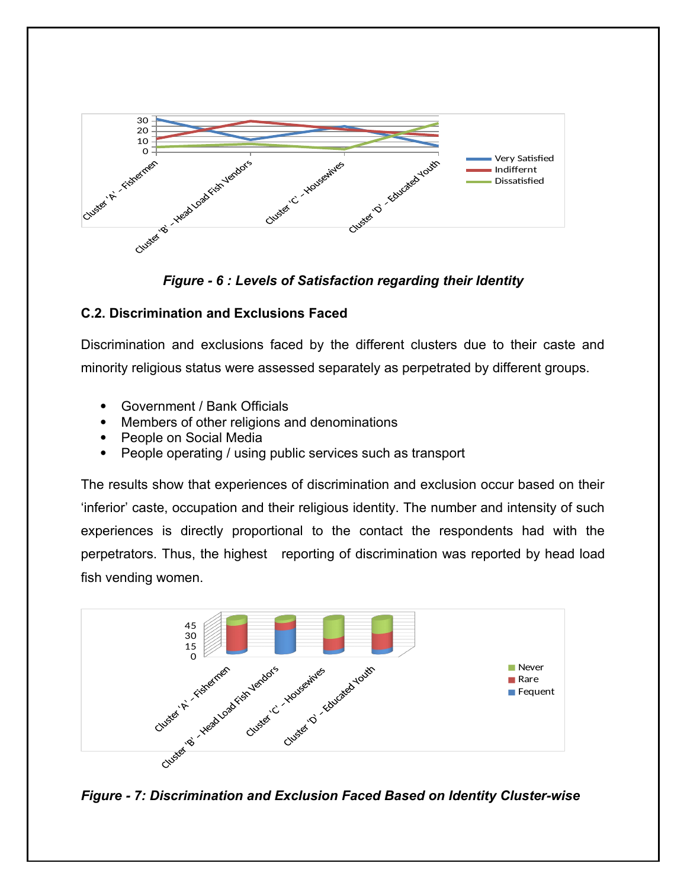*Figure - 6 : Levels of Satisfaction regarding their Identity*

### C.2. Discrimination and Exclusions Faced

Discrimination and exclusions faced by the different clusters due to their caste and minority religious status were assessed separately as perpetrated by different groups.

- Government / Bank Officials
- Members of other religions and denominations
- People on Social Media
- People operating / using public services such as transport

The results show that experiences of discrimination and exclusion occur based on their 'inferior' caste, occupation and their religious identity. The number and intensity of such experiences is directly proportional to the contact the respondents had with the perpetrators. Thus, the highest reporting of discrimination was reported by head load fish vending women.

*Figure - 7: Discrimination and Exclusion Faced Based on Identity Cluster-wise*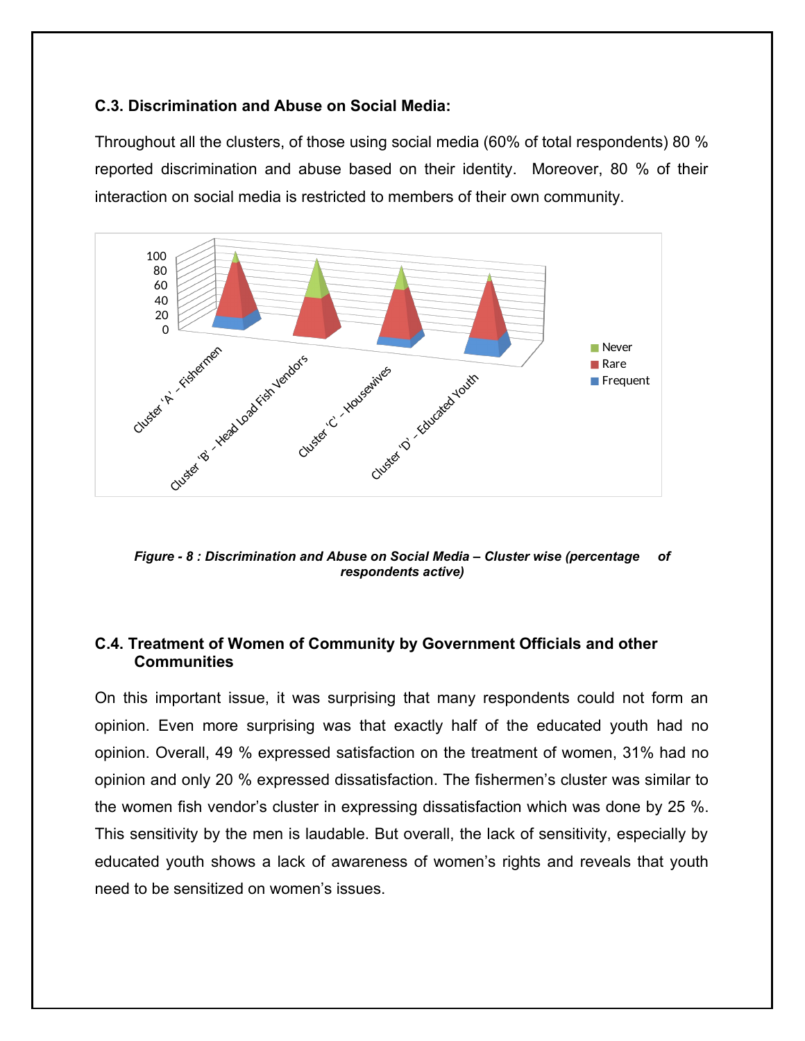### C.3. Discrimination and Abuse on Social Media:

Throughout all the clusters, of those using social media (60% of total respondents) 80 % reported discrimination and abuse based on their identity. Moreover, 80 % of their interaction on social media is restricted to members of their own community.

*Figure - 8 : Discrimination and Abuse on Social Media – Cluster wise (percentage of respondents active)*

### C.4. Treatment of Women of Community by Government Officials and other Communities

On this important issue, it was surprising that many respondents could not form an opinion. Even more surprising was that exactly half of the educated youth had no opinion. Overall, 49 % expressed satisfaction on the treatment of women, 31% had no opinion and only 20 % expressed dissatisfaction. The fishermen's cluster was similar to the women fish vendor's cluster in expressing dissatisfaction which was done by 25 %. This sensitivity by the men is laudable. But overall, the lack of sensitivity, especially by educated youth shows a lack of awareness of women's rights and reveals that youth need to be sensitized on women's issues.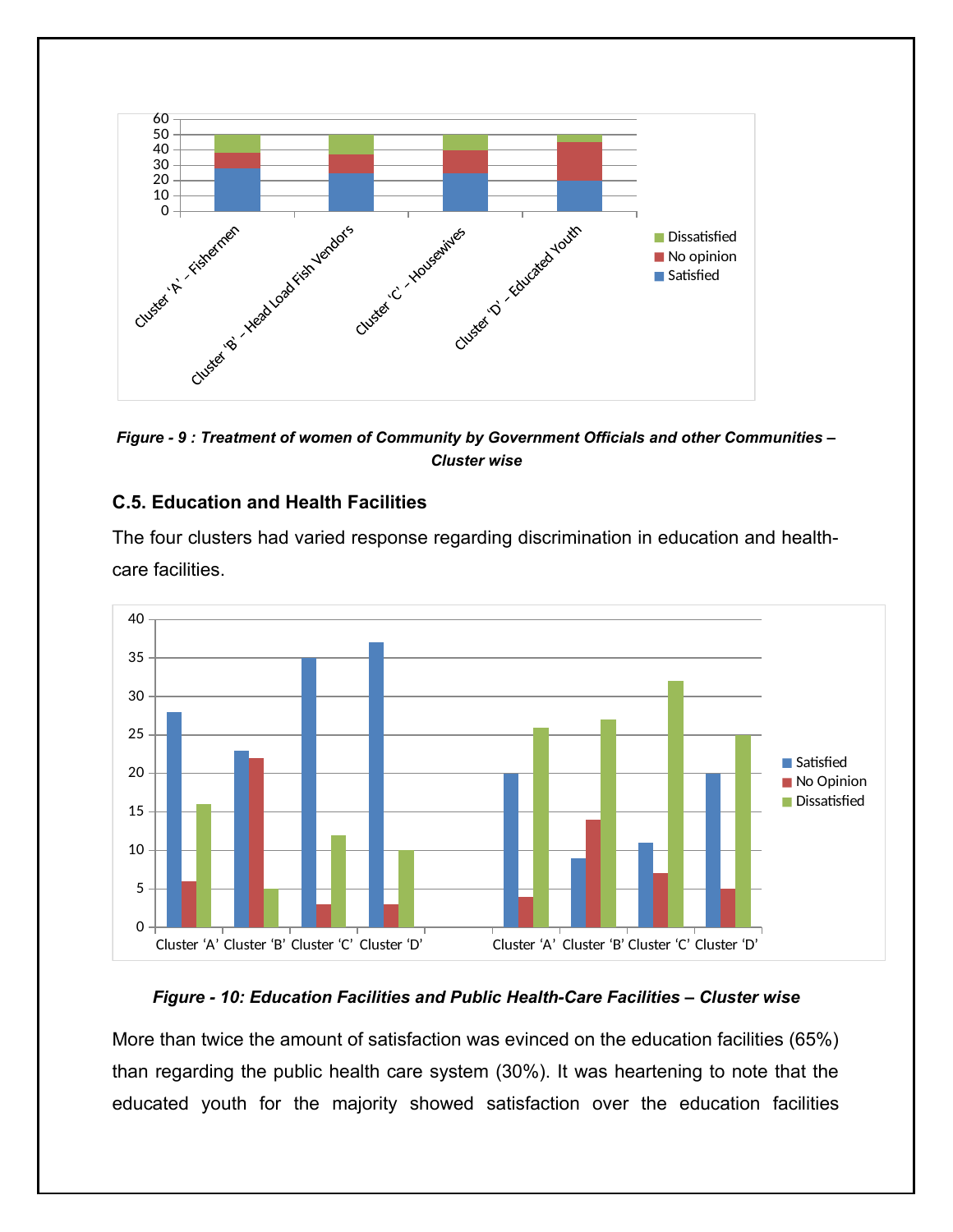*Figure - 9 : Treatment of women of Community by Government Officials and other Communities – Cluster wise*

### C.5. Education and Health Facilities

The four clusters had varied response regarding discrimination in education and health-care facilities.

*Figure - 10: Education Facilities and Public Health-Care Facilities – Cluster wise*

More than twice the amount of satisfaction was evinced on the education facilities (65%) than regarding the public health care system (30%). It was heartening to note that the educated youth for the majority showed satisfaction over the education facilities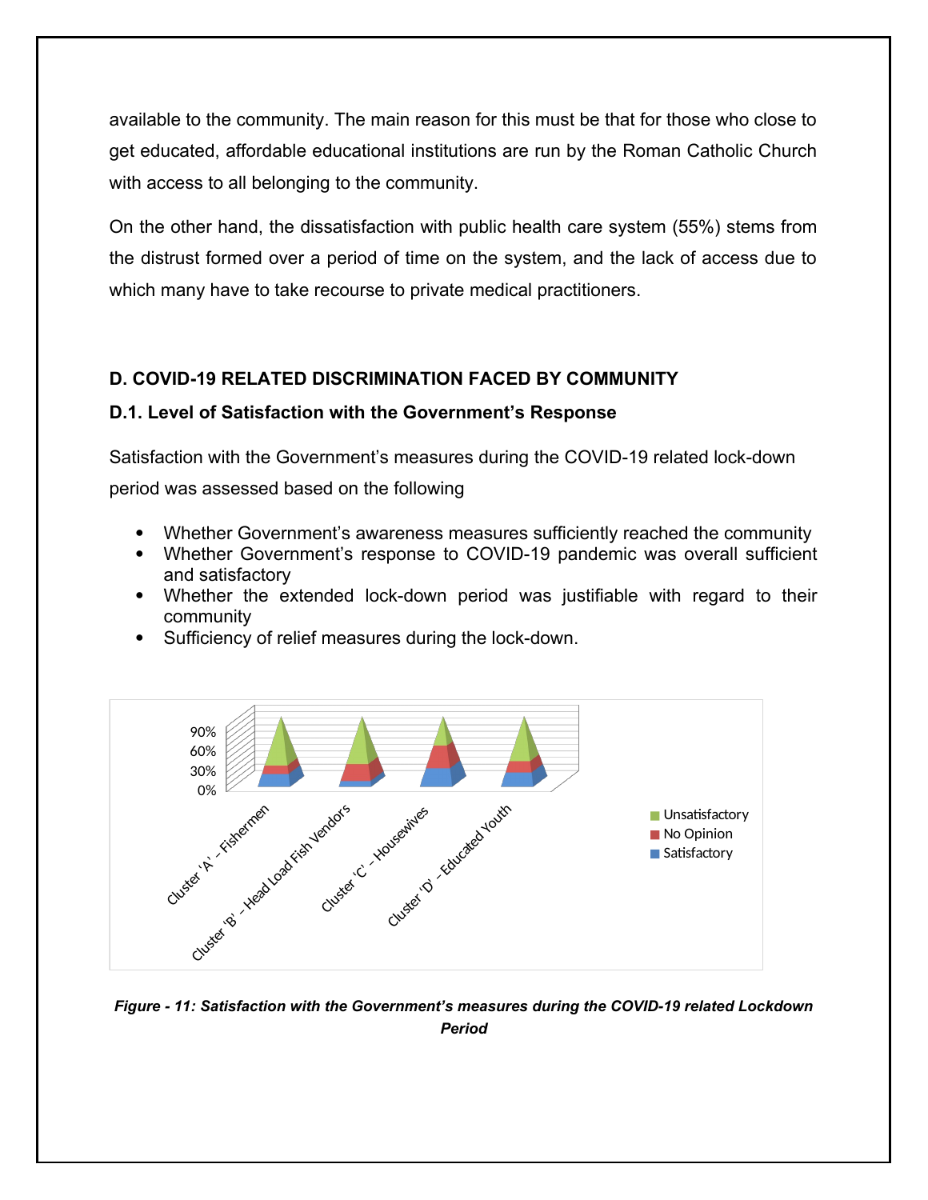available to the community. The main reason for this must be that for those who close to get educated, affordable educational institutions are run by the Roman Catholic Church with access to all belonging to the community.

On the other hand, the dissatisfaction with public health care system (55%) stems from the distrust formed over a period of time on the system, and the lack of access due to which many have to take recourse to private medical practitioners.

## D. COVID-19 RELATED DISCRIMINATION FACED BY COMMUNITY

### D.1. Level of Satisfaction with the Government's Response

Satisfaction with the Government's measures during the COVID-19 related lock-down period was assessed based on the following

- Whether Government's awareness measures sufficiently reached the community
- Whether Government's response to COVID-19 pandemic was overall sufficient and satisfactory
- Whether the extended lock-down period was justifiable with regard to their community
- Sufficiency of relief measures during the lock-down.

*Figure - 11: Satisfaction with the Government's measures during the COVID-19 related Lockdown Period*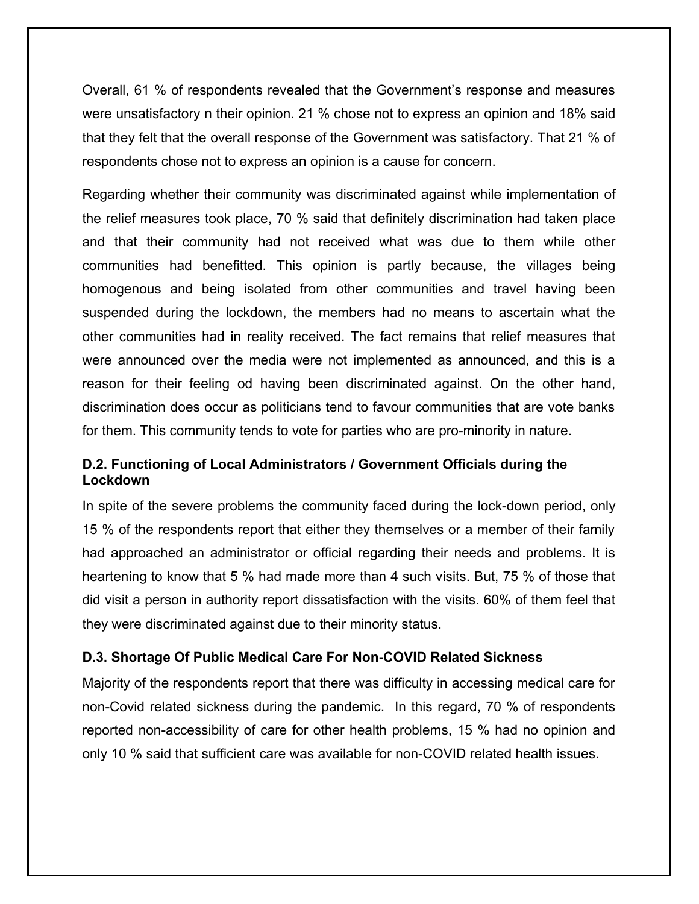Overall, 61 % of respondents revealed that the Government's response and measures were unsatisfactory n their opinion. 21 % chose not to express an opinion and 18% said that they felt that the overall response of the Government was satisfactory. That 21 % of respondents chose not to express an opinion is a cause for concern.

Regarding whether their community was discriminated against while implementation of the relief measures took place, 70 % said that definitely discrimination had taken place and that their community had not received what was due to them while other communities had benefitted. This opinion is partly because, the villages being homogenous and being isolated from other communities and travel having been suspended during the lockdown, the members had no means to ascertain what the other communities had in reality received. The fact remains that relief measures that were announced over the media were not implemented as announced, and this is a reason for their feeling od having been discriminated against. On the other hand, discrimination does occur as politicians tend to favour communities that are vote banks for them. This community tends to vote for parties who are pro-minority in nature.

### D.2. Functioning of Local Administrators / Government Officials during the Lockdown

In spite of the severe problems the community faced during the lock-down period, only 15 % of the respondents report that either they themselves or a member of their family had approached an administrator or official regarding their needs and problems. It is heartening to know that 5 % had made more than 4 such visits. But, 75 % of those that did visit a person in authority report dissatisfaction with the visits. 60% of them feel that they were discriminated against due to their minority status.

### D.3. Shortage Of Public Medical Care For Non-COVID Related Sickness

Majority of the respondents report that there was difficulty in accessing medical care for non-Covid related sickness during the pandemic. In this regard, 70 % of respondents reported non-accessibility of care for other health problems, 15 % had no opinion and only 10 % said that sufficient care was available for non-COVID related health issues.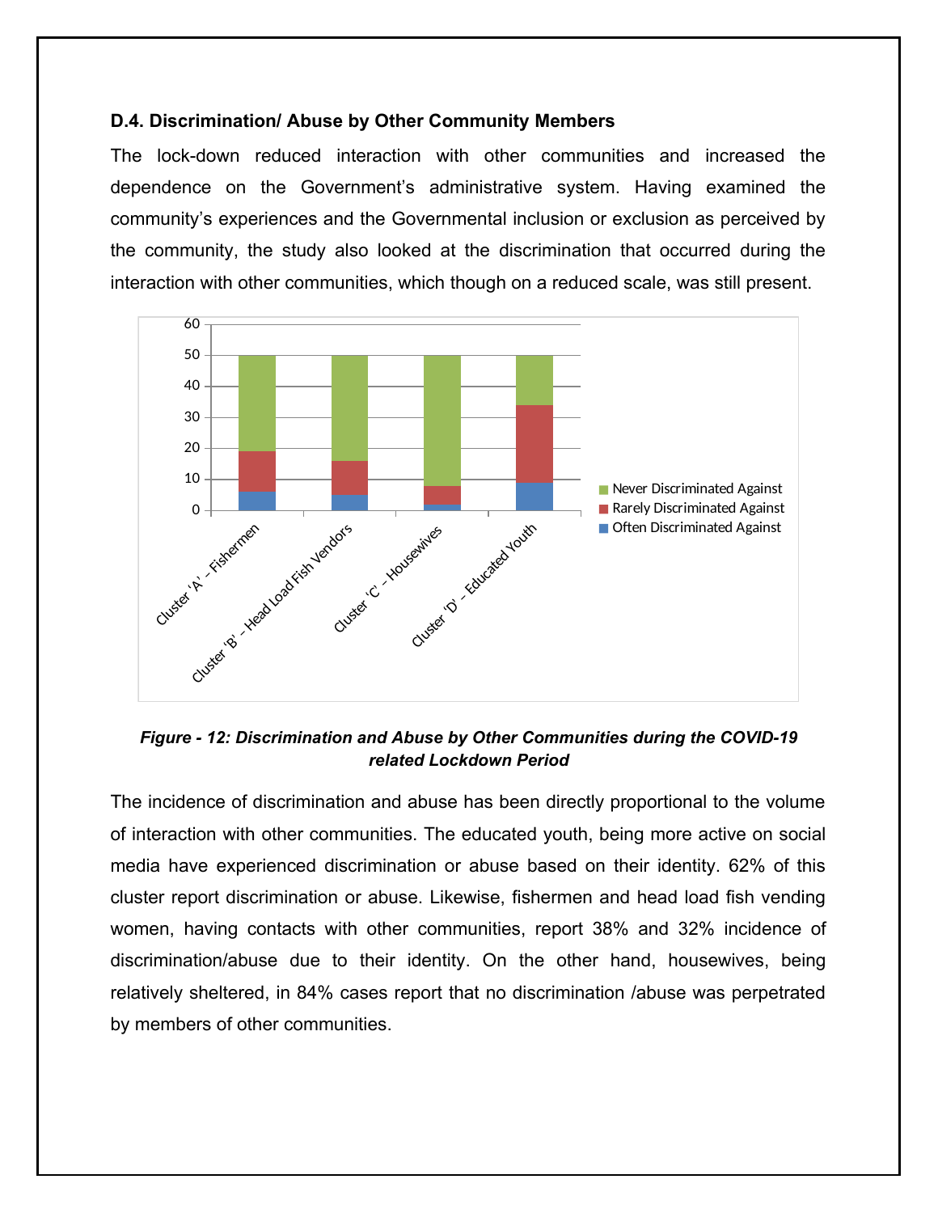### D.4. Discrimination/ Abuse by Other Community Members

The lock-down reduced interaction with other communities and increased the dependence on the Government's administrative system. Having examined the community's experiences and the Governmental inclusion or exclusion as perceived by the community, the study also looked at the discrimination that occurred during the interaction with other communities, which though on a reduced scale, was still present.

*Figure - 12: Discrimination and Abuse by Other Communities during the COVID-19 related Lockdown Period*

The incidence of discrimination and abuse has been directly proportional to the volume of interaction with other communities. The educated youth, being more active on social media have experienced discrimination or abuse based on their identity. 62% of this cluster report discrimination or abuse. Likewise, fishermen and head load fish vending women, having contacts with other communities, report 38% and 32% incidence of discrimination/abuse due to their identity. On the other hand, housewives, being relatively sheltered, in 84% cases report that no discrimination /abuse was perpetrated by members of other communities.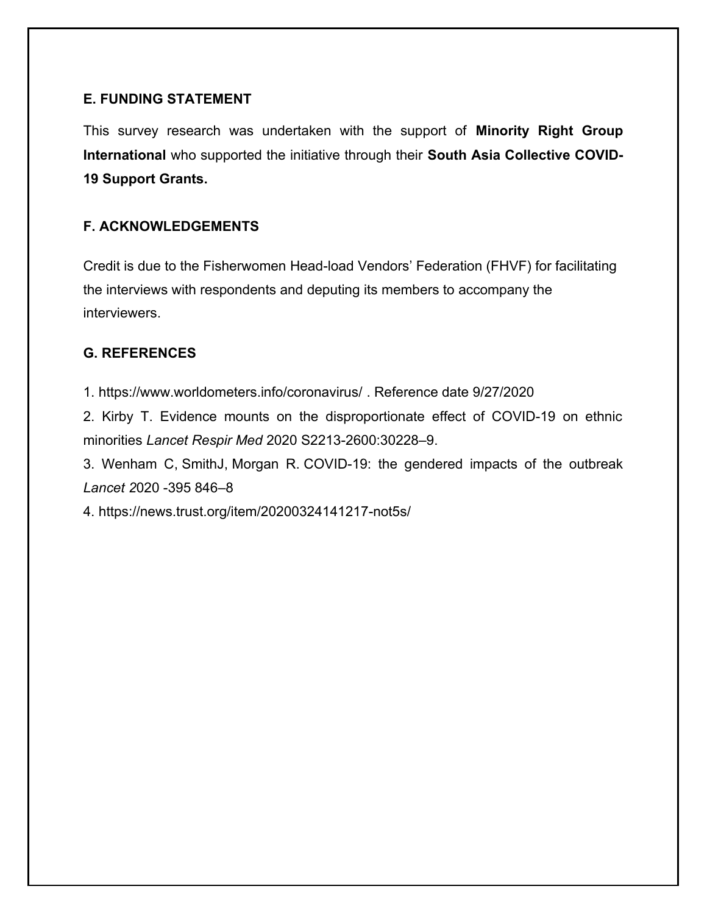## E. FUNDING STATEMENT

This survey research was undertaken with the support of **Minority Right Group International** who supported the initiative through their **South Asia Collective COVID-19 Support Grants.**

## F. ACKNOWLEDGEMENTS

Credit is due to the Fisherwomen Head-load Vendors' Federation (FHVF) for facilitating the interviews with respondents and deputing its members to accompany the interviewers.

## G. REFERENCES

1. https://www.worldometers.info/coronavirus/ . Reference date 9/27/2020
2. Kirby T. Evidence mounts on the disproportionate effect of COVID-19 on ethnic minorities *Lancet Respir Med* 2020 S2213-2600:30228–9.
3. Wenham C, SmithJ, Morgan R. COVID-19: the gendered impacts of the outbreak *Lancet 2*020 -395 846–8
4. https://news.trust.org/item/20200324141217-not5s/